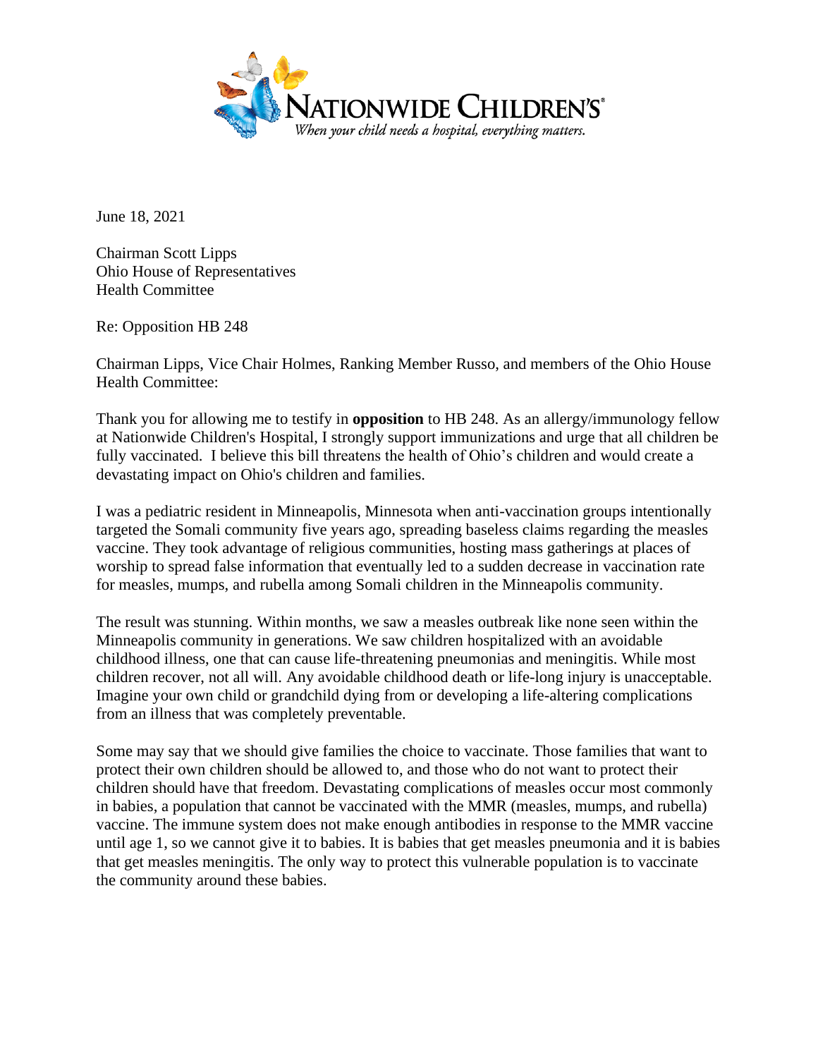June 18, 2021

Chairman Scott Lipps
Ohio House of Representatives
Health Committee

Re: Opposition HB 248

Chairman Lipps, Vice Chair Holmes, Ranking Member Russo, and members of the Ohio House Health Committee:

Thank you for allowing me to testify in **opposition** to HB 248. As an allergy/immunology fellow at Nationwide Children's Hospital, I strongly support immunizations and urge that all children be fully vaccinated. I believe this bill threatens the health of Ohio's children and would create a devastating impact on Ohio's children and families.

I was a pediatric resident in Minneapolis, Minnesota when anti-vaccination groups intentionally targeted the Somali community five years ago, spreading baseless claims regarding the measles vaccine. They took advantage of religious communities, hosting mass gatherings at places of worship to spread false information that eventually led to a sudden decrease in vaccination rate for measles, mumps, and rubella among Somali children in the Minneapolis community.

The result was stunning. Within months, we saw a measles outbreak like none seen within the Minneapolis community in generations. We saw children hospitalized with an avoidable childhood illness, one that can cause life-threatening pneumonias and meningitis. While most children recover, not all will. Any avoidable childhood death or life-long injury is unacceptable. Imagine your own child or grandchild dying from or developing a life-altering complications from an illness that was completely preventable.

Some may say that we should give families the choice to vaccinate. Those families that want to protect their own children should be allowed to, and those who do not want to protect their children should have that freedom. Devastating complications of measles occur most commonly in babies, a population that cannot be vaccinated with the MMR (measles, mumps, and rubella) vaccine. The immune system does not make enough antibodies in response to the MMR vaccine until age 1, so we cannot give it to babies. It is babies that get measles pneumonia and it is babies that get measles meningitis. The only way to protect this vulnerable population is to vaccinate the community around these babies.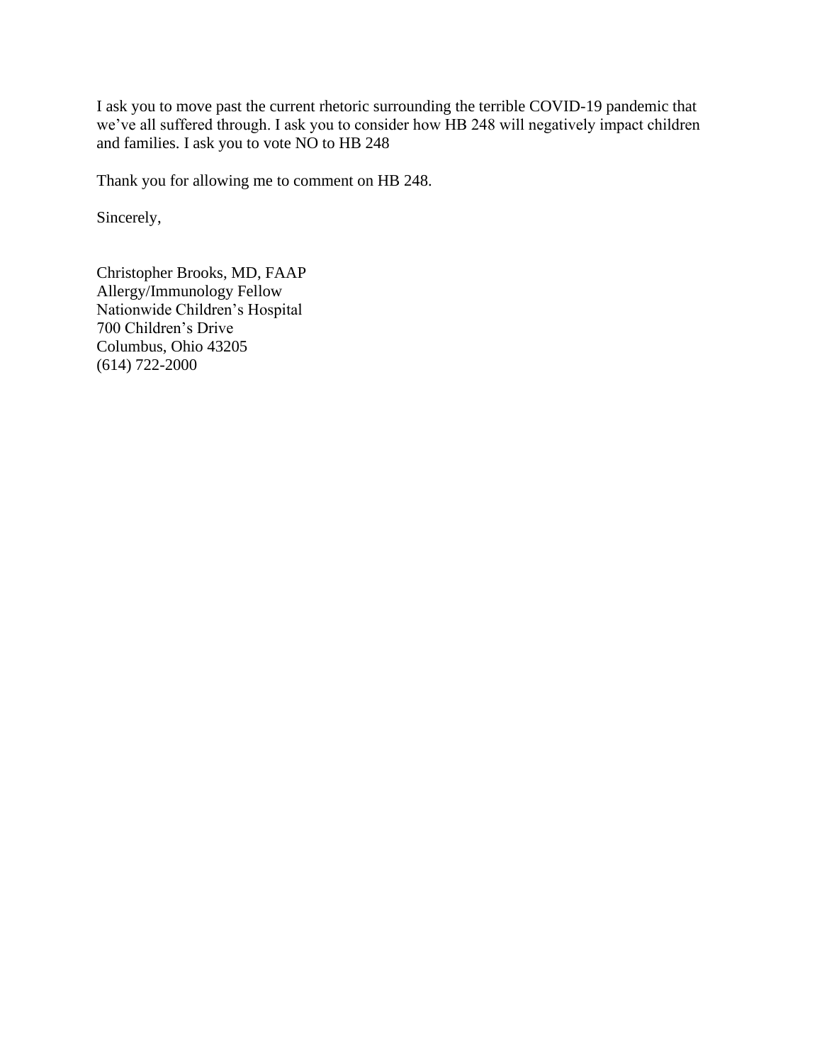I ask you to move past the current rhetoric surrounding the terrible COVID-19 pandemic that we've all suffered through. I ask you to consider how HB 248 will negatively impact children and families. I ask you to vote NO to HB 248

Thank you for allowing me to comment on HB 248.

Sincerely,

Christopher Brooks, MD, FAAP
Allergy/Immunology Fellow
Nationwide Children's Hospital
700 Children's Drive
Columbus, Ohio 43205
(614) 722-2000